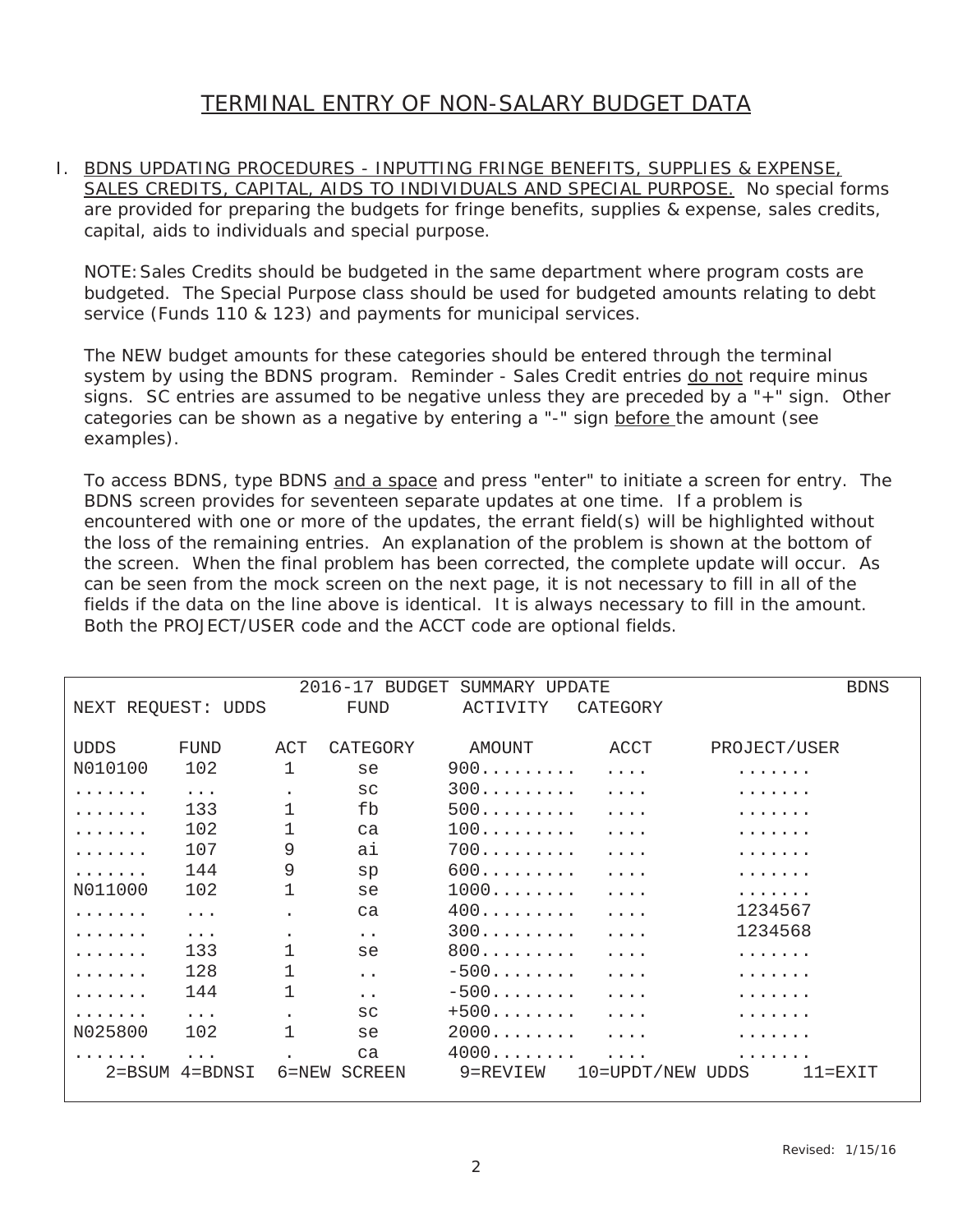# TERMINAL ENTRY OF NON-SALARY BUDGET DATA

I. BDNS UPDATING PROCEDURES - INPUTTING FRINGE BENEFITS, SUPPLIES & EXPENSE, SALES CREDITS, CAPITAL, AIDS TO INDIVIDUALS AND SPECIAL PURPOSE. No special forms are provided for preparing the budgets for fringe benefits, supplies & expense, sales credits, capital, aids to individuals and special purpose.

NOTE: Sales Credits should be budgeted in the same department where program costs are budgeted. The Special Purpose class should be used for budgeted amounts relating to debt service (Funds 110 & 123) and payments for municipal services.

The NEW budget amounts for these categories should be entered through the terminal system by using the BDNS program. Reminder - Sales Credit entries do not require minus signs. SC entries are assumed to be negative unless they are preceded by a "+" sign. Other categories can be shown as a negative by entering a "-" sign before the amount (see examples).

To access BDNS, type BDNS and a space and press "enter" to initiate a screen for entry. The BDNS screen provides for seventeen separate updates at one time. If a problem is encountered with one or more of the updates, the errant field(s) will be highlighted without the loss of the remaining entries. An explanation of the problem is shown at the bottom of the screen. When the final problem has been corrected, the complete update will occur. As can be seen from the mock screen on the next page, it is not necessary to fill in all of the fields if the data on the line above is identical. It is always necessary to fill in the amount. Both the PROJECT/USER code and the ACCT code are optional fields.

```
                          2016-17 BUDGET SUMMARY UPDATE                      BDNS
NEXT REQUEST: UDDS        FUND       ACTIVITY   CATEGORY

UDDS      FUND     ACT  CATEGORY    AMOUNT       ACCT      PROJECT/USER
N010100    102      1      se      900.........  ....        .......
.......    ...      .      sc      300.........  ....        .......
.......    133      1      fb      500.........  ....        .......
.......    102      1      ca      100.........  ....        .......
.......    107      9      ai      700.........  ....        .......
.......    144      9      sp      600.........  ....        .......
N011000    102      1      se      1000........  ....        .......
.......    ...      .      ca      400.........  ....        1234567
.......    ...      .      ..      300.........  ....        1234568
.......    133      1      se      800.........  ....        .......
.......    128      1      ..      -500........  ....        .......
.......    144      1      ..      -500........  ....        .......
.......    ...      .      sc      +500........  ....        .......
N025800    102      1      se      2000........  ....        .......
.......    ...      .      ca      4000........  ....        .......
   2=BSUM 4=BDNSI  6=NEW SCREEN     9=REVIEW   10=UPDT/NEW UDDS     11=EXIT
```

Revised: 1/15/16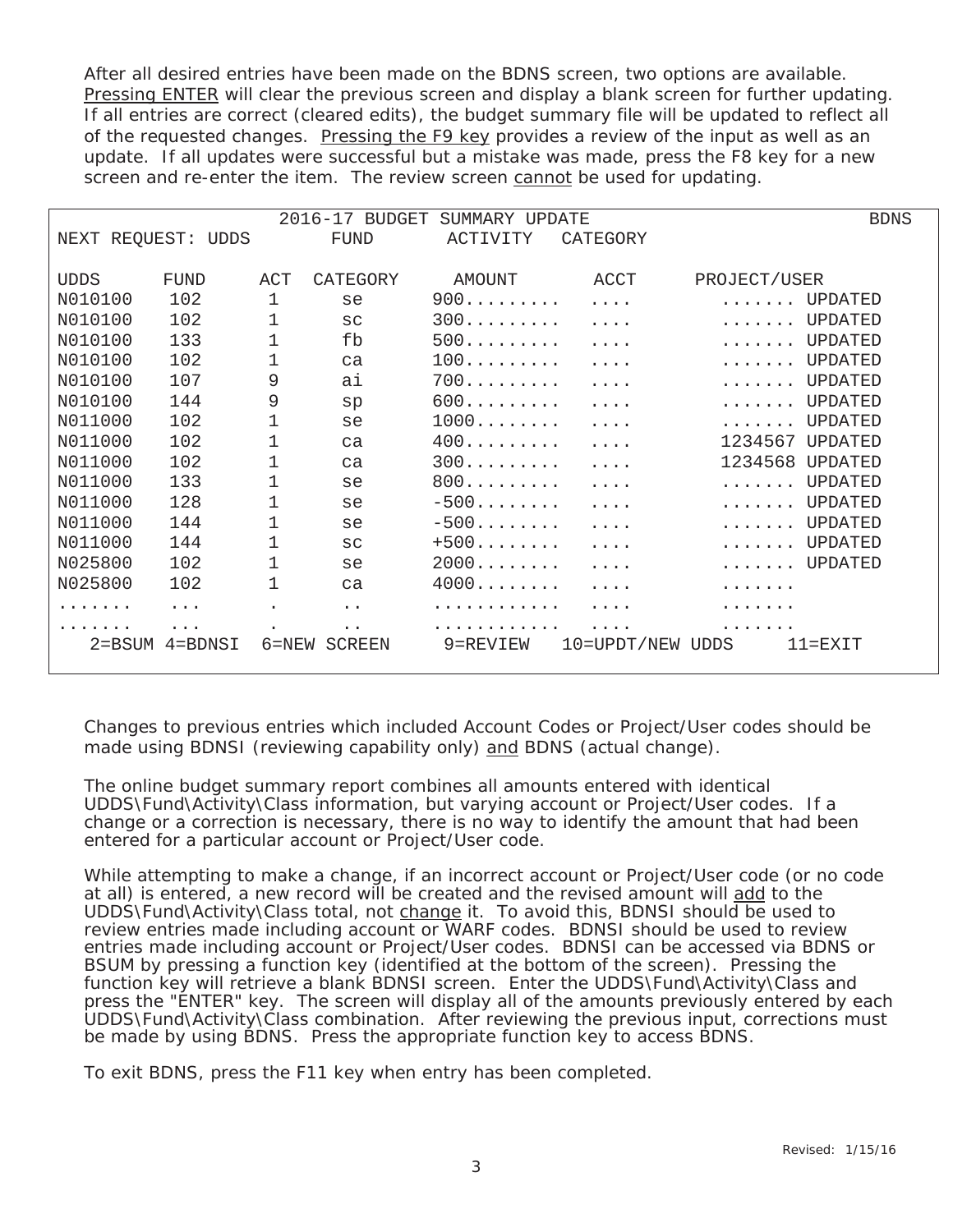After all desired entries have been made on the BDNS screen, two options are available. Pressing ENTER will clear the previous screen and display a blank screen for further updating. If all entries are correct (cleared edits), the budget summary file will be updated to reflect all of the requested changes. Pressing the F9 key provides a review of the input as well as an update. If all updates were successful but a mistake was made, press the F8 key for a new screen and re-enter the item. The review screen cannot be used for updating.

```
                         2016-17 BUDGET SUMMARY UPDATE                        BDNS
NEXT REQUEST: UDDS        FUND       ACTIVITY   CATEGORY

UDDS      FUND      ACT   CATEGORY     AMOUNT        ACCT      PROJECT/USER
N010100    102       1       se      900.........    ....        ....... UPDATED
N010100    102       1       sc      300.........    ....        ....... UPDATED
N010100    133       1       fb      500.........    ....        ....... UPDATED
N010100    102       1       ca      100.........    ....        ....... UPDATED
N010100    107       9       ai      700.........    ....        ....... UPDATED
N010100    144       9       sp      600.........    ....        ....... UPDATED
N011000    102       1       se      1000........    ....        ....... UPDATED
N011000    102       1       ca      400.........    ....        1234567 UPDATED
N011000    102       1       ca      300.........    ....        1234568 UPDATED
N011000    133       1       se      800.........    ....        ....... UPDATED
N011000    128       1       se      -500........    ....        ....... UPDATED
N011000    144       1       se      -500........    ....        ....... UPDATED
N011000    144       1       sc      +500........    ....        ....... UPDATED
N025800    102       1       se      2000........    ....        ....... UPDATED
N025800    102       1       ca      4000........    ....        .......
.......    ...       .       ..      ............    ....        .......
.......    ...       .       ..      ............    ....        .......
   2=BSUM 4=BDNSI   6=NEW SCREEN     9=REVIEW   10=UPDT/NEW UDDS       11=EXIT
```

Changes to previous entries which included Account Codes or Project/User codes should be made using BDNSI (reviewing capability only) and BDNS (actual change).

The online budget summary report combines all amounts entered with identical UDDS\Fund\Activity\Class information, but varying account or Project/User codes. If a change or a correction is necessary, there is no way to identify the amount that had been entered for a particular account or Project/User code.

While attempting to make a change, if an incorrect account or Project/User code (or no code at all) is entered, a new record will be created and the revised amount will add to the UDDS\Fund\Activity\Class total, not change it. To avoid this, BDNSI should be used to review entries made including account or WARF codes. BDNSI should be used to review entries made including account or Project/User codes. BDNSI can be accessed via BDNS or BSUM by pressing a function key (identified at the bottom of the screen). Pressing the function key will retrieve a blank BDNSI screen. Enter the UDDS\Fund\Activity\Class and press the "ENTER" key. The screen will display all of the amounts previously entered by each UDDS\Fund\Activity\Class combination. After reviewing the previous input, corrections must be made by using BDNS. Press the appropriate function key to access BDNS.

To exit BDNS, press the F11 key when entry has been completed.

Revised: 1/15/16